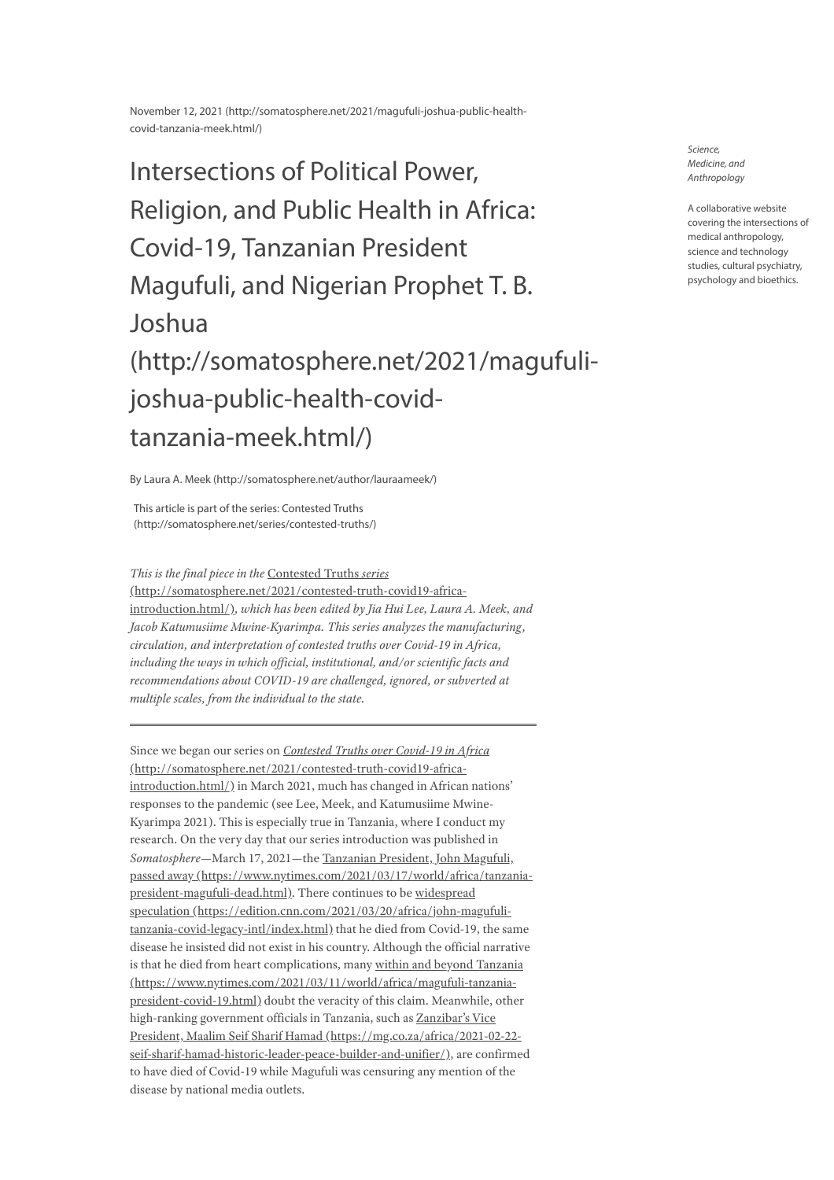November 12, 2021 (http://somatosphere.net/2021/magufuli-joshua-public-health-covid-tanzania-meek.html/)

# Intersections of Political Power, Religion, and Public Health in Africa: Covid-19, Tanzanian President Magufuli, and Nigerian Prophet T. B. Joshua (http://somatosphere.net/2021/magufuli-joshua-public-health-covid-tanzania-meek.html/)

*Science, Medicine, and Anthropology*

A collaborative website covering the intersections of medical anthropology, science and technology studies, cultural psychiatry, psychology and bioethics.

By Laura A. Meek (http://somatosphere.net/author/lauraameek/)

This article is part of the series: Contested Truths (http://somatosphere.net/series/contested-truths/)

*This is the final piece in the* Contested Truths *series* (http://somatosphere.net/2021/contested-truth-covid19-africa-introduction.html/)*, which has been edited by Jia Hui Lee, Laura A. Meek, and Jacob Katumusiime Mwine-Kyarimpa. This series analyzes the manufacturing, circulation, and interpretation of contested truths over Covid-19 in Africa, including the ways in which official, institutional, and/or scientific facts and recommendations about COVID-19 are challenged, ignored, or subverted at multiple scales, from the individual to the state.*

---

Since we began our series on *Contested Truths over Covid-19 in Africa* (http://somatosphere.net/2021/contested-truth-covid19-africa-introduction.html/) in March 2021, much has changed in African nations' responses to the pandemic (see Lee, Meek, and Katumusiime Mwine-Kyarimpa 2021). This is especially true in Tanzania, where I conduct my research. On the very day that our series introduction was published in *Somatosphere*—March 17, 2021—the Tanzanian President, John Magufuli, passed away (https://www.nytimes.com/2021/03/17/world/africa/tanzania-president-magufuli-dead.html). There continues to be widespread speculation (https://edition.cnn.com/2021/03/20/africa/john-magufuli-tanzania-covid-legacy-intl/index.html) that he died from Covid-19, the same disease he insisted did not exist in his country. Although the official narrative is that he died from heart complications, many within and beyond Tanzania (https://www.nytimes.com/2021/03/11/world/africa/magufuli-tanzania-president-covid-19.html) doubt the veracity of this claim. Meanwhile, other high-ranking government officials in Tanzania, such as Zanzibar's Vice President, Maalim Seif Sharif Hamad (https://mg.co.za/africa/2021-02-22-seif-sharif-hamad-historic-leader-peace-builder-and-unifier/), are confirmed to have died of Covid-19 while Magufuli was censuring any mention of the disease by national media outlets.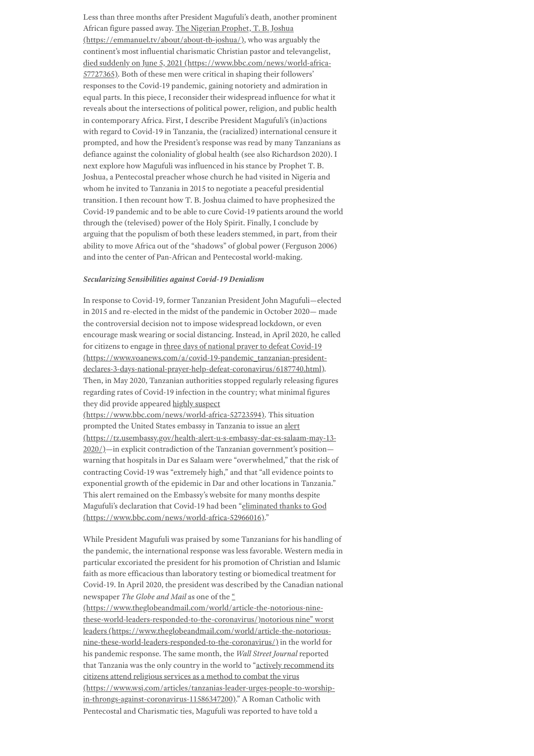Less than three months after President Magufuli's death, another prominent African figure passed away. [The Nigerian Prophet, T. B. Joshua (https://emmanuel.tv/about/about-tb-joshua/)](https://emmanuel.tv/about/about-tb-joshua/), who was arguably the continent's most influential charismatic Christian pastor and televangelist, [died suddenly on June 5, 2021 (https://www.bbc.com/news/world-africa-57727365)](https://www.bbc.com/news/world-africa-57727365). Both of these men were critical in shaping their followers' responses to the Covid-19 pandemic, gaining notoriety and admiration in equal parts. In this piece, I reconsider their widespread influence for what it reveals about the intersections of political power, religion, and public health in contemporary Africa. First, I describe President Magufuli's (in)actions with regard to Covid-19 in Tanzania, the (racialized) international censure it prompted, and how the President's response was read by many Tanzanians as defiance against the coloniality of global health (see also Richardson 2020). I next explore how Magufuli was influenced in his stance by Prophet T. B. Joshua, a Pentecostal preacher whose church he had visited in Nigeria and whom he invited to Tanzania in 2015 to negotiate a peaceful presidential transition. I then recount how T. B. Joshua claimed to have prophesized the Covid-19 pandemic and to be able to cure Covid-19 patients around the world through the (televised) power of the Holy Spirit. Finally, I conclude by arguing that the populism of both these leaders stemmed, in part, from their ability to move Africa out of the "shadows" of global power (Ferguson 2006) and into the center of Pan-African and Pentecostal world-making.

***Secularizing Sensibilities against Covid-19 Denialism***

In response to Covid-19, former Tanzanian President John Magufuli—elected in 2015 and re-elected in the midst of the pandemic in October 2020— made the controversial decision not to impose widespread lockdown, or even encourage mask wearing or social distancing. Instead, in April 2020, he called for citizens to engage in [three days of national prayer to defeat Covid-19 (https://www.voanews.com/a/covid-19-pandemic_tanzanian-president-declares-3-days-national-prayer-help-defeat-coronavirus/6187740.html)](https://www.voanews.com/a/covid-19-pandemic_tanzanian-president-declares-3-days-national-prayer-help-defeat-coronavirus/6187740.html). Then, in May 2020, Tanzanian authorities stopped regularly releasing figures regarding rates of Covid-19 infection in the country; what minimal figures they did provide appeared [highly suspect (https://www.bbc.com/news/world-africa-52723594)](https://www.bbc.com/news/world-africa-52723594). This situation prompted the United States embassy in Tanzania to issue an [alert (https://tz.usembassy.gov/health-alert-u-s-embassy-dar-es-salaam-may-13-2020/)](https://tz.usembassy.gov/health-alert-u-s-embassy-dar-es-salaam-may-13-2020/)—in explicit contradiction of the Tanzanian government's position—warning that hospitals in Dar es Salaam were "overwhelmed," that the risk of contracting Covid-19 was "extremely high," and that "all evidence points to exponential growth of the epidemic in Dar and other locations in Tanzania." This alert remained on the Embassy's website for many months despite Magufuli's declaration that Covid-19 had been "[eliminated thanks to God (https://www.bbc.com/news/world-africa-52966016)](https://www.bbc.com/news/world-africa-52966016)."

While President Magufuli was praised by some Tanzanians for his handling of the pandemic, the international response was less favorable. Western media in particular excoriated the president for his promotion of Christian and Islamic faith as more efficacious than laboratory testing or biomedical treatment for Covid-19. In April 2020, the president was described by the Canadian national newspaper *The Globe and Mail* as one of the "[notorious nine" worst leaders (https://www.theglobeandmail.com/world/article-the-notorious-nine-these-world-leaders-responded-to-the-coronavirus/)](https://www.theglobeandmail.com/world/article-the-notorious-nine-these-world-leaders-responded-to-the-coronavirus/) in the world for his pandemic response. The same month, the *Wall Street Journal* reported that Tanzania was the only country in the world to "[actively recommend its citizens attend religious services as a method to combat the virus (https://www.wsj.com/articles/tanzanias-leader-urges-people-to-worship-in-throngs-against-coronavirus-11586347200)](https://www.wsj.com/articles/tanzanias-leader-urges-people-to-worship-in-throngs-against-coronavirus-11586347200)." A Roman Catholic with Pentecostal and Charismatic ties, Magufuli was reported to have told a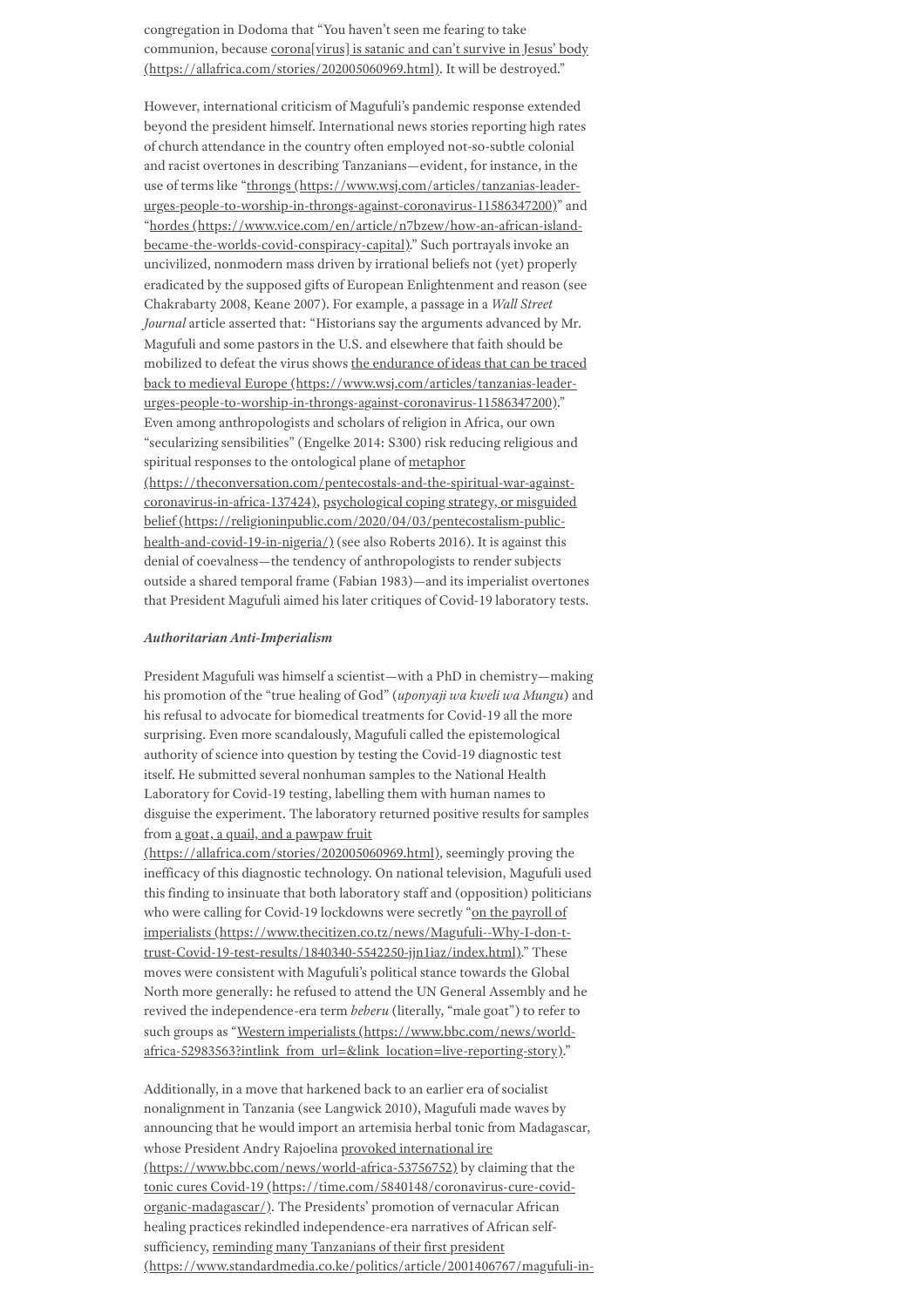congregation in Dodoma that "You haven't seen me fearing to take communion, because corona[virus] is satanic and can't survive in Jesus' body (https://allafrica.com/stories/202005060969.html). It will be destroyed."

However, international criticism of Magufuli's pandemic response extended beyond the president himself. International news stories reporting high rates of church attendance in the country often employed not-so-subtle colonial and racist overtones in describing Tanzanians—evident, for instance, in the use of terms like "throngs (https://www.wsj.com/articles/tanzanias-leader-urges-people-to-worship-in-throngs-against-coronavirus-11586347200)" and "hordes (https://www.vice.com/en/article/n7bzew/how-an-african-island-became-the-worlds-covid-conspiracy-capital)." Such portrayals invoke an uncivilized, nonmodern mass driven by irrational beliefs not (yet) properly eradicated by the supposed gifts of European Enlightenment and reason (see Chakrabarty 2008, Keane 2007). For example, a passage in a *Wall Street Journal* article asserted that: "Historians say the arguments advanced by Mr. Magufuli and some pastors in the U.S. and elsewhere that faith should be mobilized to defeat the virus shows the endurance of ideas that can be traced back to medieval Europe (https://www.wsj.com/articles/tanzanias-leader-urges-people-to-worship-in-throngs-against-coronavirus-11586347200)." Even among anthropologists and scholars of religion in Africa, our own "secularizing sensibilities" (Engelke 2014: S300) risk reducing religious and spiritual responses to the ontological plane of metaphor (https://theconversation.com/pentecostals-and-the-spiritual-war-against-coronavirus-in-africa-137424), psychological coping strategy, or misguided belief (https://religioninpublic.com/2020/04/03/pentecostalism-public-health-and-covid-19-in-nigeria/) (see also Roberts 2016). It is against this denial of coevalness—the tendency of anthropologists to render subjects outside a shared temporal frame (Fabian 1983)—and its imperialist overtones that President Magufuli aimed his later critiques of Covid-19 laboratory tests.

### *Authoritarian Anti-Imperialism*

President Magufuli was himself a scientist—with a PhD in chemistry—making his promotion of the "true healing of God" (*uponyaji wa kweli wa Mungu*) and his refusal to advocate for biomedical treatments for Covid-19 all the more surprising. Even more scandalously, Magufuli called the epistemological authority of science into question by testing the Covid-19 diagnostic test itself. He submitted several nonhuman samples to the National Health Laboratory for Covid-19 testing, labelling them with human names to disguise the experiment. The laboratory returned positive results for samples from a goat, a quail, and a pawpaw fruit (https://allafrica.com/stories/202005060969.html), seemingly proving the inefficacy of this diagnostic technology. On national television, Magufuli used this finding to insinuate that both laboratory staff and (opposition) politicians who were calling for Covid-19 lockdowns were secretly "on the payroll of imperialists (https://www.thecitizen.co.tz/news/Magufuli--Why-I-don-t-trust-Covid-19-test-results/1840340-5542250-jjn1iaz/index.html)." These moves were consistent with Magufuli's political stance towards the Global North more generally: he refused to attend the UN General Assembly and he revived the independence-era term *beberu* (literally, "male goat") to refer to such groups as "Western imperialists (https://www.bbc.com/news/world-africa-52983563?intlink_from_url=&link_location=live-reporting-story)."

Additionally, in a move that harkened back to an earlier era of socialist nonalignment in Tanzania (see Langwick 2010), Magufuli made waves by announcing that he would import an artemisia herbal tonic from Madagascar, whose President Andry Rajoelina provoked international ire (https://www.bbc.com/news/world-africa-53756752) by claiming that the tonic cures Covid-19 (https://time.com/5840148/coronavirus-cure-covid-organic-madagascar/). The Presidents' promotion of vernacular African healing practices rekindled independence-era narratives of African self-sufficiency, reminding many Tanzanians of their first president (https://www.standardmedia.co.ke/politics/article/2001406767/magufuli-in-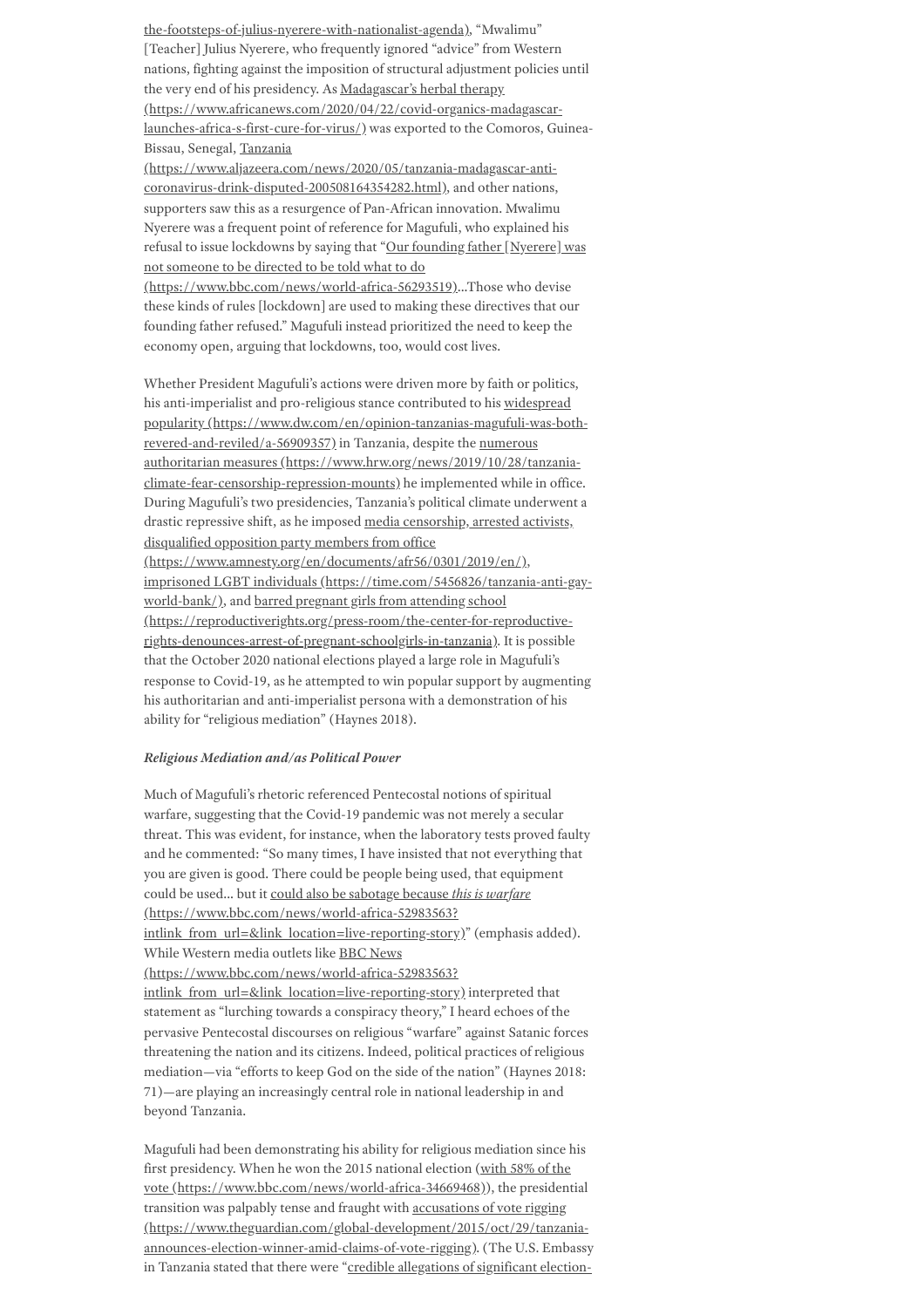the-footsteps-of-julius-nyerere-with-nationalist-agenda), "Mwalimu" [Teacher] Julius Nyerere, who frequently ignored "advice" from Western nations, fighting against the imposition of structural adjustment policies until the very end of his presidency. As Madagascar's herbal therapy (https://www.africanews.com/2020/04/22/covid-organics-madagascar-launches-africa-s-first-cure-for-virus/) was exported to the Comoros, Guinea-Bissau, Senegal, Tanzania (https://www.aljazeera.com/news/2020/05/tanzania-madagascar-anti-coronavirus-drink-disputed-200508164354282.html), and other nations, supporters saw this as a resurgence of Pan-African innovation. Mwalimu Nyerere was a frequent point of reference for Magufuli, who explained his refusal to issue lockdowns by saying that "Our founding father [Nyerere] was not someone to be directed to be told what to do (https://www.bbc.com/news/world-africa-56293519)...Those who devise these kinds of rules [lockdown] are used to making these directives that our founding father refused." Magufuli instead prioritized the need to keep the economy open, arguing that lockdowns, too, would cost lives.

Whether President Magufuli's actions were driven more by faith or politics, his anti-imperialist and pro-religious stance contributed to his widespread popularity (https://www.dw.com/en/opinion-tanzanias-magufuli-was-both-revered-and-reviled/a-56909357) in Tanzania, despite the numerous authoritarian measures (https://www.hrw.org/news/2019/10/28/tanzania-climate-fear-censorship-repression-mounts) he implemented while in office. During Magufuli's two presidencies, Tanzania's political climate underwent a drastic repressive shift, as he imposed media censorship, arrested activists, disqualified opposition party members from office (https://www.amnesty.org/en/documents/afr56/0301/2019/en/), imprisoned LGBT individuals (https://time.com/5456826/tanzania-anti-gay-world-bank/), and barred pregnant girls from attending school (https://reproductiverights.org/press-room/the-center-for-reproductive-rights-denounces-arrest-of-pregnant-schoolgirls-in-tanzania). It is possible that the October 2020 national elections played a large role in Magufuli's response to Covid-19, as he attempted to win popular support by augmenting his authoritarian and anti-imperialist persona with a demonstration of his ability for "religious mediation" (Haynes 2018).

### *Religious Mediation and/as Political Power*

Much of Magufuli's rhetoric referenced Pentecostal notions of spiritual warfare, suggesting that the Covid-19 pandemic was not merely a secular threat. This was evident, for instance, when the laboratory tests proved faulty and he commented: "So many times, I have insisted that not everything that you are given is good. There could be people being used, that equipment could be used... but it could also be sabotage because *this is warfare* (https://www.bbc.com/news/world-africa-52983563?intlink_from_url=&link_location=live-reporting-story)" (emphasis added). While Western media outlets like BBC News (https://www.bbc.com/news/world-africa-52983563?intlink_from_url=&link_location=live-reporting-story) interpreted that statement as "lurching towards a conspiracy theory," I heard echoes of the pervasive Pentecostal discourses on religious "warfare" against Satanic forces threatening the nation and its citizens. Indeed, political practices of religious mediation—via "efforts to keep God on the side of the nation" (Haynes 2018: 71)—are playing an increasingly central role in national leadership in and beyond Tanzania.

Magufuli had been demonstrating his ability for religious mediation since his first presidency. When he won the 2015 national election (with 58% of the vote (https://www.bbc.com/news/world-africa-34669468)), the presidential transition was palpably tense and fraught with accusations of vote rigging (https://www.theguardian.com/global-development/2015/oct/29/tanzania-announces-election-winner-amid-claims-of-vote-rigging). (The U.S. Embassy in Tanzania stated that there were "credible allegations of significant election-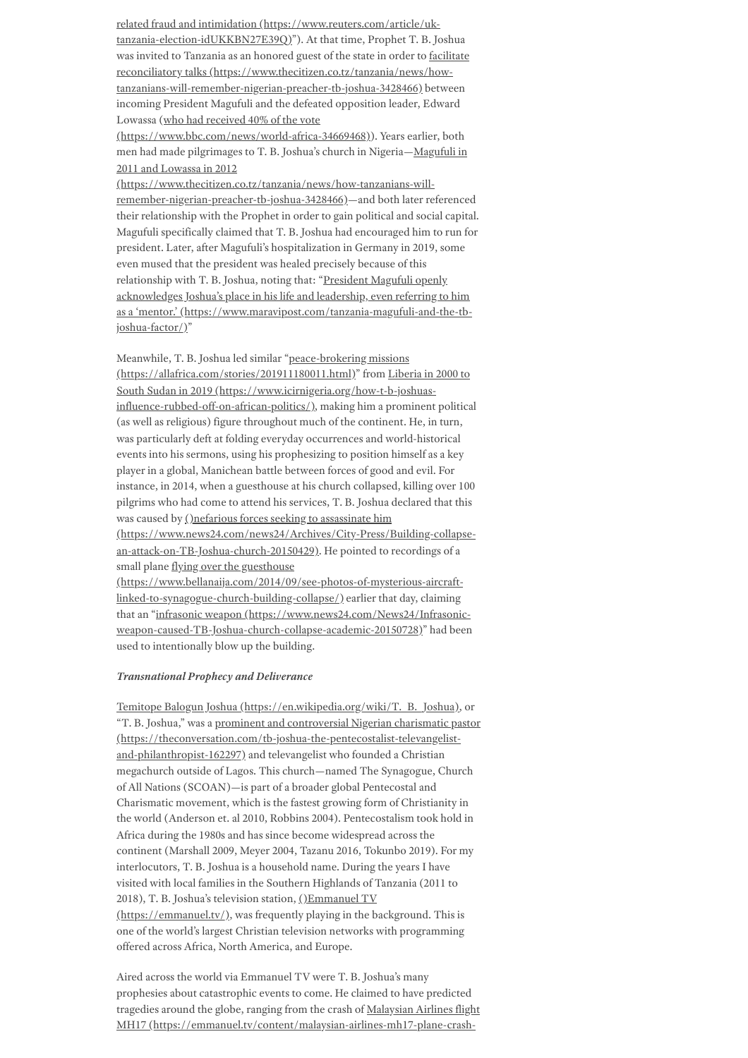related fraud and intimidation (https://www.reuters.com/article/uk-tanzania-election-idUKKBN27E39Q)"). At that time, Prophet T. B. Joshua was invited to Tanzania as an honored guest of the state in order to facilitate reconciliatory talks (https://www.thecitizen.co.tz/tanzania/news/how-tanzanians-will-remember-nigerian-preacher-tb-joshua-3428466) between incoming President Magufuli and the defeated opposition leader, Edward Lowassa (who had received 40% of the vote (https://www.bbc.com/news/world-africa-34669468)). Years earlier, both men had made pilgrimages to T. B. Joshua's church in Nigeria—Magufuli in 2011 and Lowassa in 2012 (https://www.thecitizen.co.tz/tanzania/news/how-tanzanians-will-remember-nigerian-preacher-tb-joshua-3428466)—and both later referenced their relationship with the Prophet in order to gain political and social capital. Magufuli specifically claimed that T. B. Joshua had encouraged him to run for president. Later, after Magufuli's hospitalization in Germany in 2019, some even mused that the president was healed precisely because of this relationship with T. B. Joshua, noting that: "President Magufuli openly acknowledges Joshua's place in his life and leadership, even referring to him as a 'mentor.' (https://www.maravipost.com/tanzania-magufuli-and-the-tb-joshua-factor/)"

Meanwhile, T. B. Joshua led similar "peace-brokering missions (https://allafrica.com/stories/201911180011.html)" from Liberia in 2000 to South Sudan in 2019 (https://www.icirnigeria.org/how-t-b-joshuas-influence-rubbed-off-on-african-politics/), making him a prominent political (as well as religious) figure throughout much of the continent. He, in turn, was particularly deft at folding everyday occurrences and world-historical events into his sermons, using his prophesizing to position himself as a key player in a global, Manichean battle between forces of good and evil. For instance, in 2014, when a guesthouse at his church collapsed, killing over 100 pilgrims who had come to attend his services, T. B. Joshua declared that this was caused by ()nefarious forces seeking to assassinate him (https://www.news24.com/news24/Archives/City-Press/Building-collapse-an-attack-on-TB-Joshua-church-20150429). He pointed to recordings of a small plane flying over the guesthouse (https://www.bellanaija.com/2014/09/see-photos-of-mysterious-aircraft-linked-to-synagogue-church-building-collapse/) earlier that day, claiming that an "infrasonic weapon (https://www.news24.com/News24/Infrasonic-weapon-caused-TB-Joshua-church-collapse-academic-20150728)" had been used to intentionally blow up the building.

***Transnational Prophecy and Deliverance***

Temitope Balogun Joshua (https://en.wikipedia.org/wiki/T._B._Joshua), or "T. B. Joshua," was a prominent and controversial Nigerian charismatic pastor (https://theconversation.com/tb-joshua-the-pentecostalist-televangelist-and-philanthropist-162297) and televangelist who founded a Christian megachurch outside of Lagos. This church—named The Synagogue, Church of All Nations (SCOAN)—is part of a broader global Pentecostal and Charismatic movement, which is the fastest growing form of Christianity in the world (Anderson et. al 2010, Robbins 2004). Pentecostalism took hold in Africa during the 1980s and has since become widespread across the continent (Marshall 2009, Meyer 2004, Tazanu 2016, Tokunbo 2019). For my interlocutors, T. B. Joshua is a household name. During the years I have visited with local families in the Southern Highlands of Tanzania (2011 to 2018), T. B. Joshua's television station, ()Emmanuel TV (https://emmanuel.tv/), was frequently playing in the background. This is one of the world's largest Christian television networks with programming offered across Africa, North America, and Europe.

Aired across the world via Emmanuel TV were T. B. Joshua's many prophesies about catastrophic events to come. He claimed to have predicted tragedies around the globe, ranging from the crash of Malaysian Airlines flight MH17 (https://emmanuel.tv/content/malaysian-airlines-mh17-plane-crash-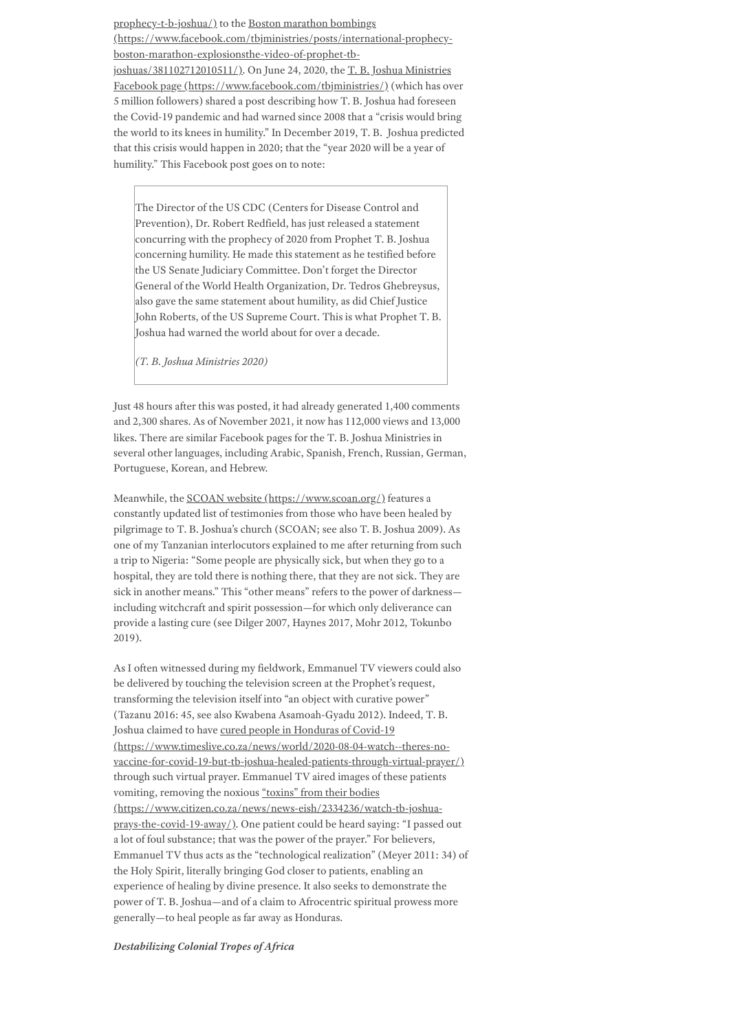prophecy-t-b-joshua/) to the Boston marathon bombings (https://www.facebook.com/tbjministries/posts/international-prophecy-boston-marathon-explosionsthe-video-of-prophet-tb-joshuas/381102712010511/). On June 24, 2020, the T. B. Joshua Ministries Facebook page (https://www.facebook.com/tbjministries/) (which has over 5 million followers) shared a post describing how T. B. Joshua had foreseen the Covid-19 pandemic and had warned since 2008 that a "crisis would bring the world to its knees in humility." In December 2019, T. B. Joshua predicted that this crisis would happen in 2020; that the "year 2020 will be a year of humility." This Facebook post goes on to note:

> The Director of the US CDC (Centers for Disease Control and Prevention), Dr. Robert Redfield, has just released a statement concurring with the prophecy of 2020 from Prophet T. B. Joshua concerning humility. He made this statement as he testified before the US Senate Judiciary Committee. Don't forget the Director General of the World Health Organization, Dr. Tedros Ghebreysus, also gave the same statement about humility, as did Chief Justice John Roberts, of the US Supreme Court. This is what Prophet T. B. Joshua had warned the world about for over a decade.
>
> *(T. B. Joshua Ministries 2020)*

Just 48 hours after this was posted, it had already generated 1,400 comments and 2,300 shares. As of November 2021, it now has 112,000 views and 13,000 likes. There are similar Facebook pages for the T. B. Joshua Ministries in several other languages, including Arabic, Spanish, French, Russian, German, Portuguese, Korean, and Hebrew.

Meanwhile, the SCOAN website (https://www.scoan.org/) features a constantly updated list of testimonies from those who have been healed by pilgrimage to T. B. Joshua's church (SCOAN; see also T. B. Joshua 2009). As one of my Tanzanian interlocutors explained to me after returning from such a trip to Nigeria: "Some people are physically sick, but when they go to a hospital, they are told there is nothing there, that they are not sick. They are sick in another means." This "other means" refers to the power of darkness—including witchcraft and spirit possession—for which only deliverance can provide a lasting cure (see Dilger 2007, Haynes 2017, Mohr 2012, Tokunbo 2019).

As I often witnessed during my fieldwork, Emmanuel TV viewers could also be delivered by touching the television screen at the Prophet's request, transforming the television itself into "an object with curative power" (Tazanu 2016: 45, see also Kwabena Asamoah-Gyadu 2012). Indeed, T. B. Joshua claimed to have cured people in Honduras of Covid-19 (https://www.timeslive.co.za/news/world/2020-08-04-watch--theres-no-vaccine-for-covid-19-but-tb-joshua-healed-patients-through-virtual-prayer/) through such virtual prayer. Emmanuel TV aired images of these patients vomiting, removing the noxious "toxins" from their bodies (https://www.citizen.co.za/news/news-eish/2334236/watch-tb-joshua-prays-the-covid-19-away/). One patient could be heard saying: "I passed out a lot of foul substance; that was the power of the prayer." For believers, Emmanuel TV thus acts as the "technological realization" (Meyer 2011: 34) of the Holy Spirit, literally bringing God closer to patients, enabling an experience of healing by divine presence. It also seeks to demonstrate the power of T. B. Joshua—and of a claim to Afrocentric spiritual prowess more generally—to heal people as far away as Honduras.

***Destabilizing Colonial Tropes of Africa***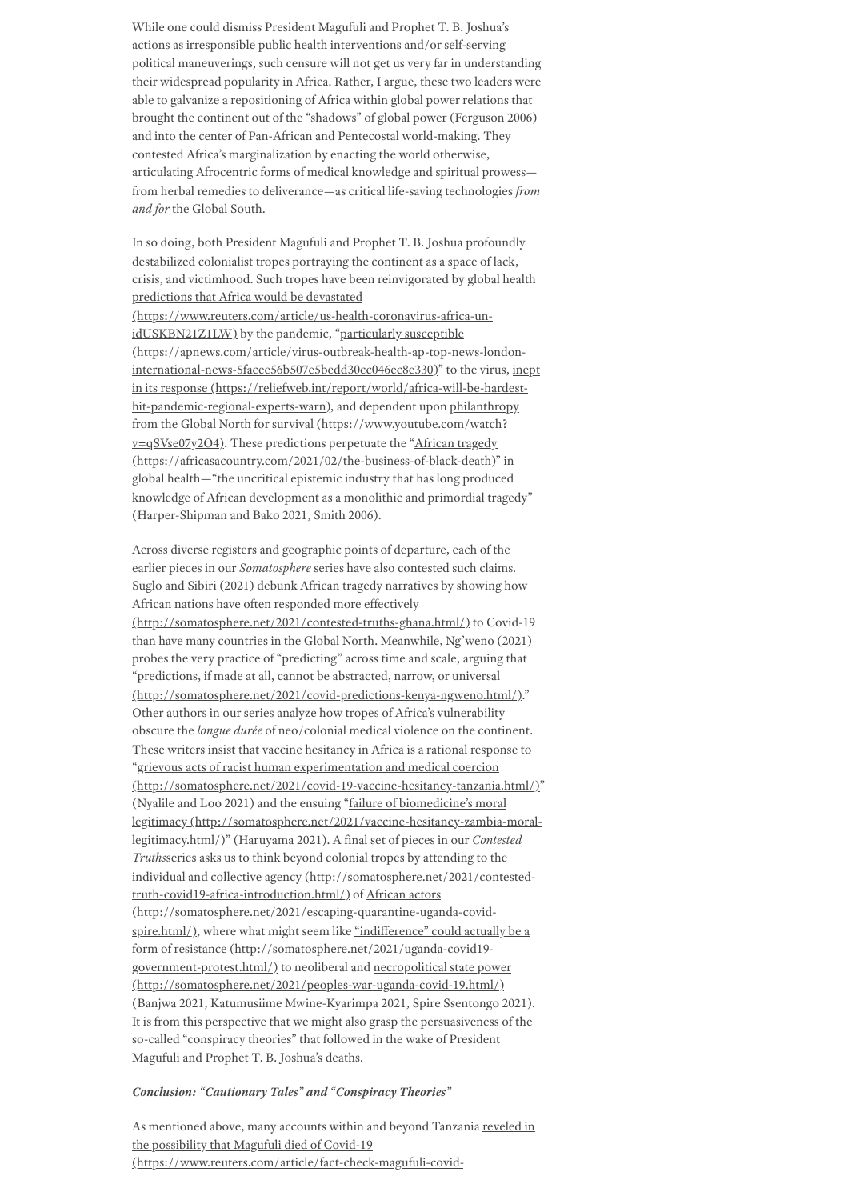While one could dismiss President Magufuli and Prophet T. B. Joshua's actions as irresponsible public health interventions and/or self-serving political maneuverings, such censure will not get us very far in understanding their widespread popularity in Africa. Rather, I argue, these two leaders were able to galvanize a repositioning of Africa within global power relations that brought the continent out of the "shadows" of global power (Ferguson 2006) and into the center of Pan-African and Pentecostal world-making. They contested Africa's marginalization by enacting the world otherwise, articulating Afrocentric forms of medical knowledge and spiritual prowess—from herbal remedies to deliverance—as critical life-saving technologies *from and for* the Global South.

In so doing, both President Magufuli and Prophet T. B. Joshua profoundly destabilized colonialist tropes portraying the continent as a space of lack, crisis, and victimhood. Such tropes have been reinvigorated by global health predictions that Africa would be devastated (https://www.reuters.com/article/us-health-coronavirus-africa-un-idUSKBN21Z1LW) by the pandemic, "particularly susceptible (https://apnews.com/article/virus-outbreak-health-ap-top-news-london-international-news-5facee56b507e5bedd30cc046ec8e330)" to the virus, inept in its response (https://reliefweb.int/report/world/africa-will-be-hardest-hit-pandemic-regional-experts-warn), and dependent upon philanthropy from the Global North for survival (https://www.youtube.com/watch?v=qSVse07y2O4). These predictions perpetuate the "African tragedy (https://africasacountry.com/2021/02/the-business-of-black-death)" in global health—"the uncritical epistemic industry that has long produced knowledge of African development as a monolithic and primordial tragedy" (Harper-Shipman and Bako 2021, Smith 2006).

Across diverse registers and geographic points of departure, each of the earlier pieces in our *Somatosphere* series have also contested such claims. Suglo and Sibiri (2021) debunk African tragedy narratives by showing how African nations have often responded more effectively (http://somatosphere.net/2021/contested-truths-ghana.html/) to Covid-19 than have many countries in the Global North. Meanwhile, Ng'weno (2021) probes the very practice of "predicting" across time and scale, arguing that "predictions, if made at all, cannot be abstracted, narrow, or universal (http://somatosphere.net/2021/covid-predictions-kenya-ngweno.html/)." Other authors in our series analyze how tropes of Africa's vulnerability obscure the *longue durée* of neo/colonial medical violence on the continent. These writers insist that vaccine hesitancy in Africa is a rational response to "grievous acts of racist human experimentation and medical coercion (http://somatosphere.net/2021/covid-19-vaccine-hesitancy-tanzania.html/)" (Nyalile and Loo 2021) and the ensuing "failure of biomedicine's moral legitimacy (http://somatosphere.net/2021/vaccine-hesitancy-zambia-moral-legitimacy.html/)" (Haruyama 2021). A final set of pieces in our *Contested Truths*series asks us to think beyond colonial tropes by attending to the individual and collective agency (http://somatosphere.net/2021/contested-truth-covid19-africa-introduction.html/) of African actors (http://somatosphere.net/2021/escaping-quarantine-uganda-covid-spire.html/), where what might seem like "indifference" could actually be a form of resistance (http://somatosphere.net/2021/uganda-covid19-government-protest.html/) to neoliberal and necropolitical state power (http://somatosphere.net/2021/peoples-war-uganda-covid-19.html/) (Banjwa 2021, Katumusiime Mwine-Kyarimpa 2021, Spire Ssentongo 2021). It is from this perspective that we might also grasp the persuasiveness of the so-called "conspiracy theories" that followed in the wake of President Magufuli and Prophet T. B. Joshua's deaths.

### *Conclusion: "Cautionary Tales" and "Conspiracy Theories"*

As mentioned above, many accounts within and beyond Tanzania reveled in the possibility that Magufuli died of Covid-19 (https://www.reuters.com/article/fact-check-magufuli-covid-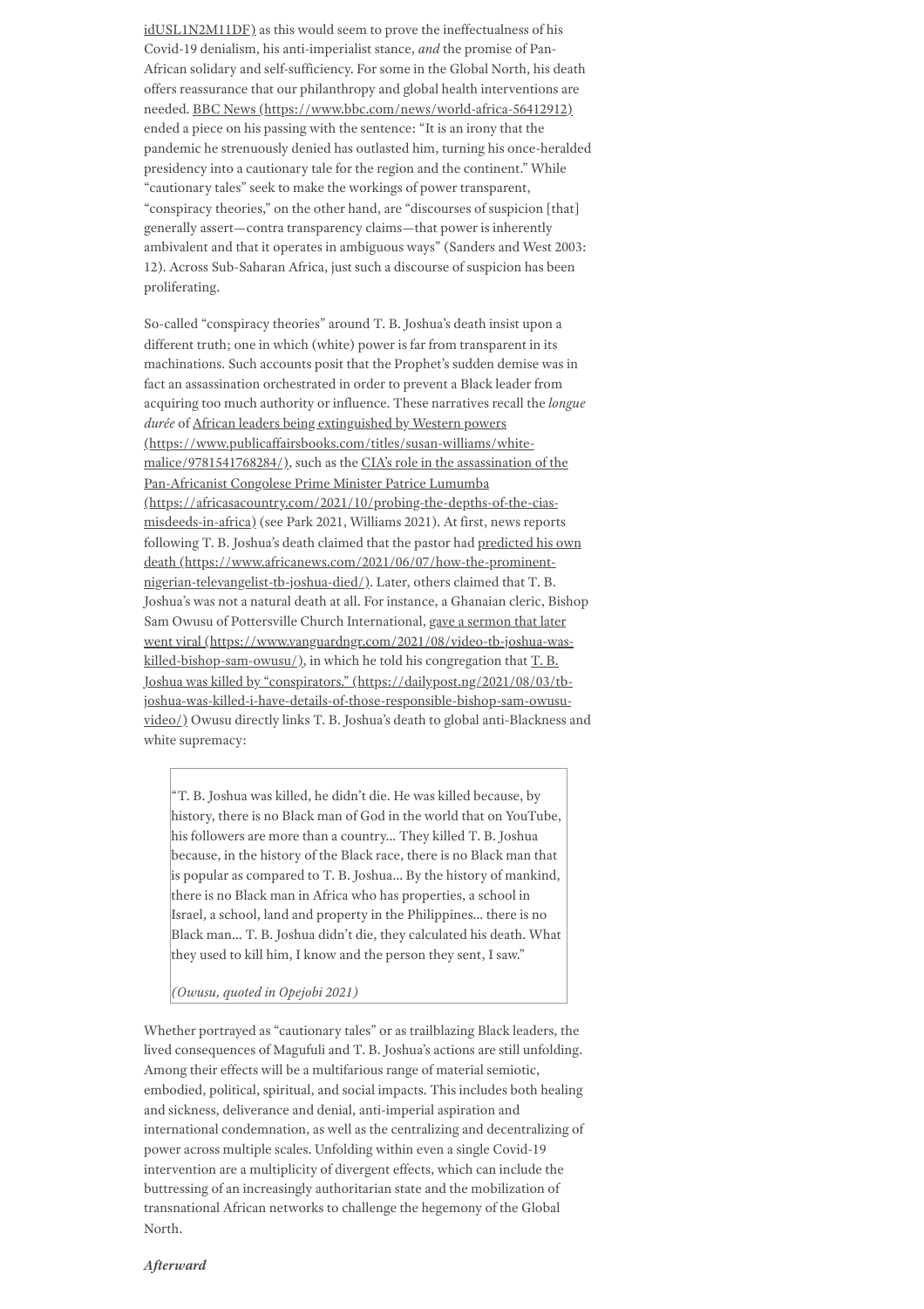idUSL1N2M11DF) as this would seem to prove the ineffectualness of his Covid-19 denialism, his anti-imperialist stance, *and* the promise of Pan-African solidary and self-sufficiency. For some in the Global North, his death offers reassurance that our philanthropy and global health interventions are needed. BBC News (https://www.bbc.com/news/world-africa-56412912) ended a piece on his passing with the sentence: "It is an irony that the pandemic he strenuously denied has outlasted him, turning his once-heralded presidency into a cautionary tale for the region and the continent." While "cautionary tales" seek to make the workings of power transparent, "conspiracy theories," on the other hand, are "discourses of suspicion [that] generally assert—contra transparency claims—that power is inherently ambivalent and that it operates in ambiguous ways" (Sanders and West 2003: 12). Across Sub-Saharan Africa, just such a discourse of suspicion has been proliferating.

So-called "conspiracy theories" around T. B. Joshua's death insist upon a different truth; one in which (white) power is far from transparent in its machinations. Such accounts posit that the Prophet's sudden demise was in fact an assassination orchestrated in order to prevent a Black leader from acquiring too much authority or influence. These narratives recall the *longue durée* of African leaders being extinguished by Western powers (https://www.publicaffairsbooks.com/titles/susan-williams/white-malice/9781541768284/), such as the CIA's role in the assassination of the Pan-Africanist Congolese Prime Minister Patrice Lumumba (https://africasacountry.com/2021/10/probing-the-depths-of-the-cias-misdeeds-in-africa) (see Park 2021, Williams 2021). At first, news reports following T. B. Joshua's death claimed that the pastor had predicted his own death (https://www.africanews.com/2021/06/07/how-the-prominent-nigerian-televangelist-tb-joshua-died/). Later, others claimed that T. B. Joshua's was not a natural death at all. For instance, a Ghanaian cleric, Bishop Sam Owusu of Pottersville Church International, gave a sermon that later went viral (https://www.vanguardngr.com/2021/08/video-tb-joshua-was-killed-bishop-sam-owusu/), in which he told his congregation that T. B. Joshua was killed by "conspirators." (https://dailypost.ng/2021/08/03/tb-joshua-was-killed-i-have-details-of-those-responsible-bishop-sam-owusu-video/) Owusu directly links T. B. Joshua's death to global anti-Blackness and white supremacy:

> "T. B. Joshua was killed, he didn't die. He was killed because, by history, there is no Black man of God in the world that on YouTube, his followers are more than a country… They killed T. B. Joshua because, in the history of the Black race, there is no Black man that is popular as compared to T. B. Joshua… By the history of mankind, there is no Black man in Africa who has properties, a school in Israel, a school, land and property in the Philippines… there is no Black man… T. B. Joshua didn't die, they calculated his death. What they used to kill him, I know and the person they sent, I saw."
>
> *(Owusu, quoted in Opejobi 2021)*

Whether portrayed as "cautionary tales" or as trailblazing Black leaders, the lived consequences of Magufuli and T. B. Joshua's actions are still unfolding. Among their effects will be a multifarious range of material semiotic, embodied, political, spiritual, and social impacts. This includes both healing and sickness, deliverance and denial, anti-imperial aspiration and international condemnation, as well as the centralizing and decentralizing of power across multiple scales. Unfolding within even a single Covid-19 intervention are a multiplicity of divergent effects, which can include the buttressing of an increasingly authoritarian state and the mobilization of transnational African networks to challenge the hegemony of the Global North.

***Afterward***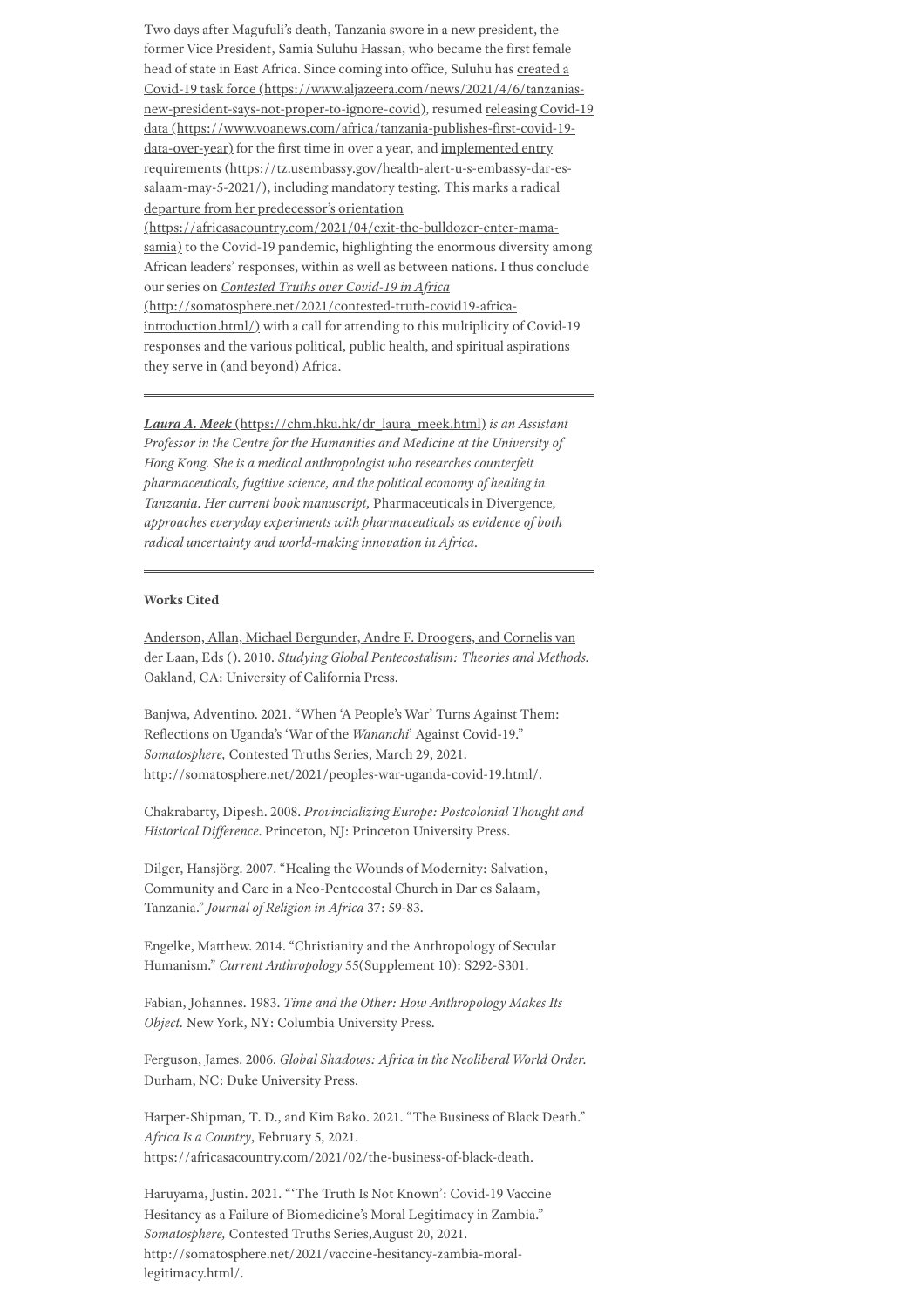Two days after Magufuli's death, Tanzania swore in a new president, the former Vice President, Samia Suluhu Hassan, who became the first female head of state in East Africa. Since coming into office, Suluhu has created a Covid-19 task force (https://www.aljazeera.com/news/2021/4/6/tanzanias-new-president-says-not-proper-to-ignore-covid), resumed releasing Covid-19 data (https://www.voanews.com/africa/tanzania-publishes-first-covid-19-data-over-year) for the first time in over a year, and implemented entry requirements (https://tz.usembassy.gov/health-alert-u-s-embassy-dar-es-salaam-may-5-2021/), including mandatory testing. This marks a radical departure from her predecessor's orientation (https://africasacountry.com/2021/04/exit-the-bulldozer-enter-mama-samia) to the Covid-19 pandemic, highlighting the enormous diversity among African leaders' responses, within as well as between nations. I thus conclude our series on *Contested Truths over Covid-19 in Africa* (http://somatosphere.net/2021/contested-truth-covid19-africa-introduction.html/) with a call for attending to this multiplicity of Covid-19 responses and the various political, public health, and spiritual aspirations they serve in (and beyond) Africa.

---

***Laura A. Meek*** (https://chm.hku.hk/dr_laura_meek.html) *is an Assistant Professor in the Centre for the Humanities and Medicine at the University of Hong Kong. She is a medical anthropologist who researches counterfeit pharmaceuticals, fugitive science, and the political economy of healing in Tanzania. Her current book manuscript,* Pharmaceuticals in Divergence*, approaches everyday experiments with pharmaceuticals as evidence of both radical uncertainty and world-making innovation in Africa.*

---

**Works Cited**

Anderson, Allan, Michael Bergunder, Andre F. Droogers, and Cornelis van der Laan, Eds (). 2010. *Studying Global Pentecostalism: Theories and Methods.* Oakland, CA: University of California Press.

Banjwa, Adventino. 2021. "When 'A People's War' Turns Against Them: Reflections on Uganda's 'War of the *Wananchi*' Against Covid-19." *Somatosphere,* Contested Truths Series, March 29, 2021. http://somatosphere.net/2021/peoples-war-uganda-covid-19.html/.

Chakrabarty, Dipesh. 2008. *Provincializing Europe: Postcolonial Thought and Historical Difference*. Princeton, NJ: Princeton University Press.

Dilger, Hansjörg. 2007. "Healing the Wounds of Modernity: Salvation, Community and Care in a Neo-Pentecostal Church in Dar es Salaam, Tanzania." *Journal of Religion in Africa* 37: 59-83.

Engelke, Matthew. 2014. "Christianity and the Anthropology of Secular Humanism." *Current Anthropology* 55(Supplement 10): S292-S301.

Fabian, Johannes. 1983. *Time and the Other: How Anthropology Makes Its Object.* New York, NY: Columbia University Press.

Ferguson, James. 2006. *Global Shadows: Africa in the Neoliberal World Order.* Durham, NC: Duke University Press.

Harper-Shipman, T. D., and Kim Bako. 2021. "The Business of Black Death." *Africa Is a Country*, February 5, 2021. https://africasacountry.com/2021/02/the-business-of-black-death.

Haruyama, Justin. 2021. "'The Truth Is Not Known': Covid-19 Vaccine Hesitancy as a Failure of Biomedicine's Moral Legitimacy in Zambia." *Somatosphere,* Contested Truths Series,August 20, 2021. http://somatosphere.net/2021/vaccine-hesitancy-zambia-moral-legitimacy.html/.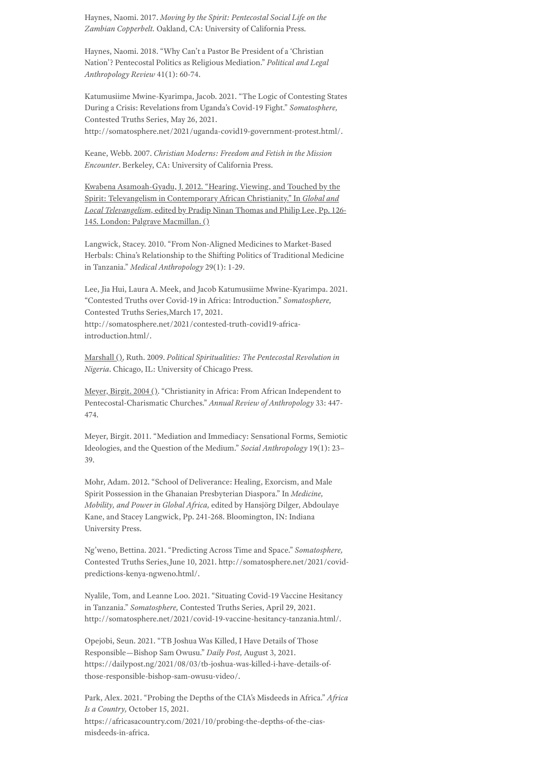Haynes, Naomi. 2017. *Moving by the Spirit: Pentecostal Social Life on the Zambian Copperbelt*. Oakland, CA: University of California Press.

Haynes, Naomi. 2018. "Why Can't a Pastor Be President of a 'Christian Nation'? Pentecostal Politics as Religious Mediation." *Political and Legal Anthropology Review* 41(1): 60-74.

Katumusiime Mwine-Kyarimpa, Jacob. 2021. "The Logic of Contesting States During a Crisis: Revelations from Uganda's Covid-19 Fight." *Somatosphere,* Contested Truths Series, May 26, 2021. http://somatosphere.net/2021/uganda-covid19-government-protest.html/.

Keane, Webb. 2007. *Christian Moderns: Freedom and Fetish in the Mission Encounter*. Berkeley, CA: University of California Press.

Kwabena Asamoah-Gyadu, J. 2012. "Hearing, Viewing, and Touched by the Spirit: Televangelism in Contemporary African Christianity." In *Global and Local Televangelism*, edited by Pradip Ninan Thomas and Philip Lee, Pp. 126-145. London: Palgrave Macmillan. ()

Langwick, Stacey. 2010. "From Non-Aligned Medicines to Market-Based Herbals: China's Relationship to the Shifting Politics of Traditional Medicine in Tanzania." *Medical Anthropology* 29(1): 1-29.

Lee, Jia Hui, Laura A. Meek, and Jacob Katumusiime Mwine-Kyarimpa. 2021. "Contested Truths over Covid-19 in Africa: Introduction." *Somatosphere,* Contested Truths Series,March 17, 2021. http://somatosphere.net/2021/contested-truth-covid19-africa-introduction.html/.

Marshall (), Ruth. 2009. *Political Spiritualities: The Pentecostal Revolution in Nigeria*. Chicago, IL: University of Chicago Press.

Meyer, Birgit. 2004 (). "Christianity in Africa: From African Independent to Pentecostal-Charismatic Churches." *Annual Review of Anthropology* 33: 447-474.

Meyer, Birgit. 2011. "Mediation and Immediacy: Sensational Forms, Semiotic Ideologies, and the Question of the Medium." *Social Anthropology* 19(1): 23–39.

Mohr, Adam. 2012. "School of Deliverance: Healing, Exorcism, and Male Spirit Possession in the Ghanaian Presbyterian Diaspora." In *Medicine, Mobility, and Power in Global Africa,* edited by Hansjörg Dilger, Abdoulaye Kane, and Stacey Langwick, Pp. 241-268. Bloomington, IN: Indiana University Press.

Ng'weno, Bettina. 2021. "Predicting Across Time and Space." *Somatosphere,* Contested Truths Series,June 10, 2021. http://somatosphere.net/2021/covid-predictions-kenya-ngweno.html/.

Nyalile, Tom, and Leanne Loo. 2021. "Situating Covid-19 Vaccine Hesitancy in Tanzania." *Somatosphere,* Contested Truths Series, April 29, 2021. http://somatosphere.net/2021/covid-19-vaccine-hesitancy-tanzania.html/.

Opejobi, Seun. 2021. "TB Joshua Was Killed, I Have Details of Those Responsible—Bishop Sam Owusu." *Daily Post,* August 3, 2021. https://dailypost.ng/2021/08/03/tb-joshua-was-killed-i-have-details-of-those-responsible-bishop-sam-owusu-video/.

Park, Alex. 2021. "Probing the Depths of the CIA's Misdeeds in Africa." *Africa Is a Country,* October 15, 2021. https://africasacountry.com/2021/10/probing-the-depths-of-the-cias-misdeeds-in-africa.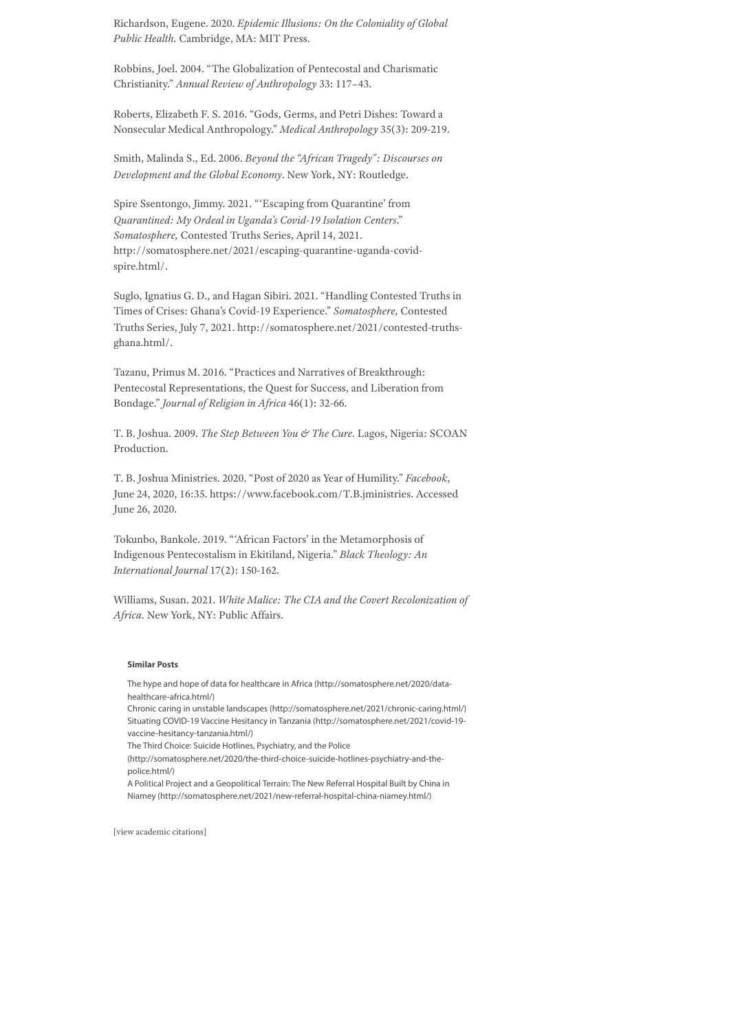Richardson, Eugene. 2020. *Epidemic Illusions: On the Coloniality of Global Public Health.* Cambridge, MA: MIT Press.

Robbins, Joel. 2004. "The Globalization of Pentecostal and Charismatic Christianity." *Annual Review of Anthropology* 33: 117–43.

Roberts, Elizabeth F. S. 2016. "Gods, Germs, and Petri Dishes: Toward a Nonsecular Medical Anthropology." *Medical Anthropology* 35(3): 209-219.

Smith, Malinda S., Ed. 2006. *Beyond the "African Tragedy": Discourses on Development and the Global Economy*. New York, NY: Routledge.

Spire Ssentongo, Jimmy. 2021. "'Escaping from Quarantine' from *Quarantined: My Ordeal in Uganda's Covid-19 Isolation Centers*." *Somatosphere,* Contested Truths Series, April 14, 2021. http://somatosphere.net/2021/escaping-quarantine-uganda-covid-spire.html/.

Suglo, Ignatius G. D., and Hagan Sibiri. 2021. "Handling Contested Truths in Times of Crises: Ghana's Covid-19 Experience." *Somatosphere,* Contested Truths Series, July 7, 2021. http://somatosphere.net/2021/contested-truths-ghana.html/.

Tazanu, Primus M. 2016. "Practices and Narratives of Breakthrough: Pentecostal Representations, the Quest for Success, and Liberation from Bondage." *Journal of Religion in Africa* 46(1): 32-66.

T. B. Joshua. 2009. *The Step Between You & The Cure.* Lagos, Nigeria: SCOAN Production.

T. B. Joshua Ministries. 2020. "Post of 2020 as Year of Humility." *Facebook*, June 24, 2020, 16:35. https://www.facebook.com/T.B.jministries. Accessed June 26, 2020.

Tokunbo, Bankole. 2019. "'African Factors' in the Metamorphosis of Indigenous Pentecostalism in Ekitiland, Nigeria." *Black Theology: An International Journal* 17(2): 150-162.

Williams, Susan. 2021. *White Malice: The CIA and the Covert Recolonization of Africa.* New York, NY: Public Affairs.

**Similar Posts**

The hype and hope of data for healthcare in Africa (http://somatosphere.net/2020/data-healthcare-africa.html/)
Chronic caring in unstable landscapes (http://somatosphere.net/2021/chronic-caring.html/)
Situating COVID-19 Vaccine Hesitancy in Tanzania (http://somatosphere.net/2021/covid-19-vaccine-hesitancy-tanzania.html/)
The Third Choice: Suicide Hotlines, Psychiatry, and the Police (http://somatosphere.net/2020/the-third-choice-suicide-hotlines-psychiatry-and-the-police.html/)
A Political Project and a Geopolitical Terrain: The New Referral Hospital Built by China in Niamey (http://somatosphere.net/2021/new-referral-hospital-china-niamey.html/)

[view academic citations]